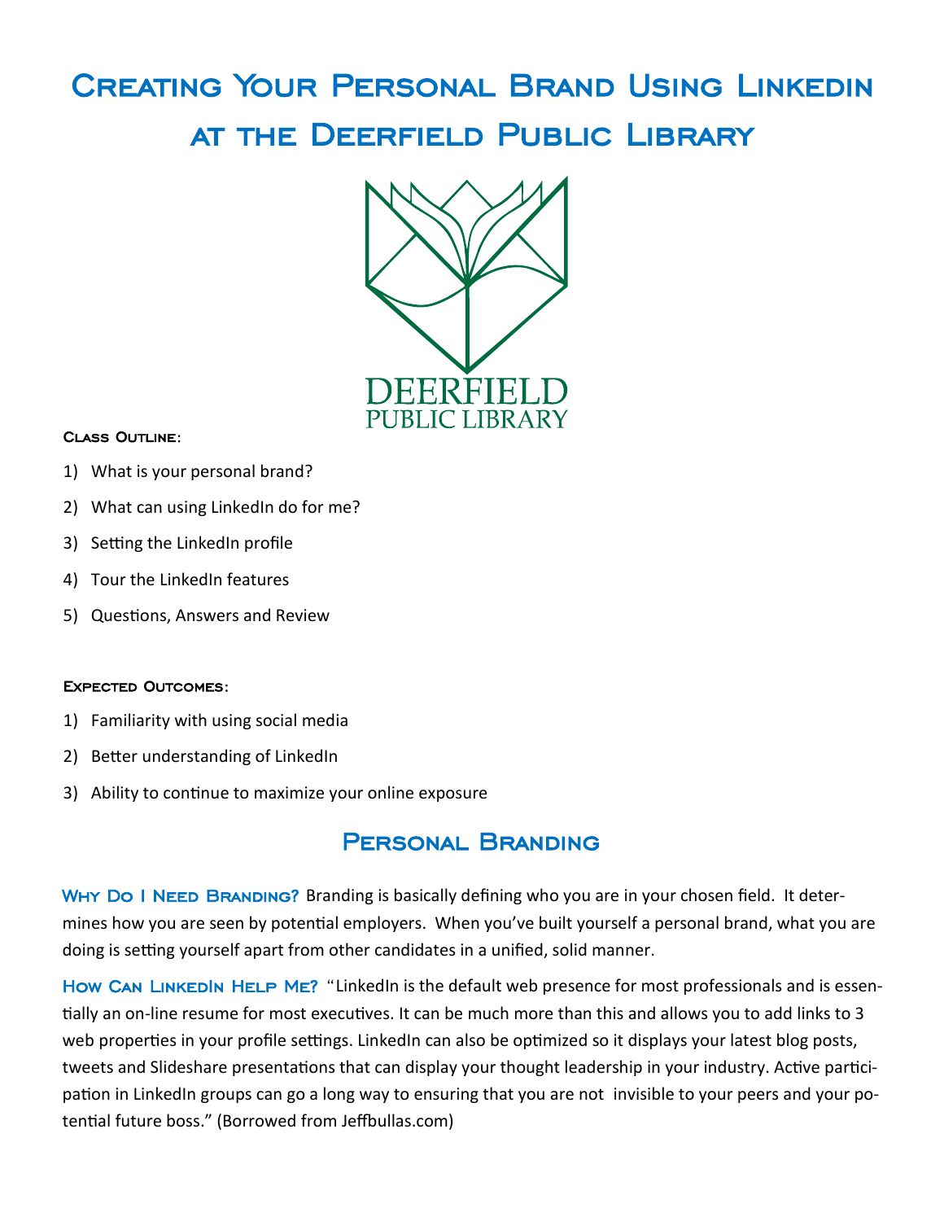# Creating Your Personal Brand Using LinkedIn at the Deerfield Public Library

DEERFIELD PUBLIC LIBRARY

**Class Outline:**

1) What is your personal brand?
2) What can using LinkedIn do for me?
3) Setting the LinkedIn profile
4) Tour the LinkedIn features
5) Questions, Answers and Review

**Expected Outcomes:**

1) Familiarity with using social media
2) Better understanding of LinkedIn
3) Ability to continue to maximize your online exposure

## Personal Branding

**Why Do I Need Branding?** Branding is basically defining who you are in your chosen field. It determines how you are seen by potential employers. When you've built yourself a personal brand, what you are doing is setting yourself apart from other candidates in a unified, solid manner.

**How Can LinkedIn Help Me?** "LinkedIn is the default web presence for most professionals and is essentially an on-line resume for most executives. It can be much more than this and allows you to add links to 3 web properties in your profile settings. LinkedIn can also be optimized so it displays your latest blog posts, tweets and Slideshare presentations that can display your thought leadership in your industry. Active participation in LinkedIn groups can go a long way to ensuring that you are not invisible to your peers and your potential future boss." (Borrowed from Jeffbullas.com)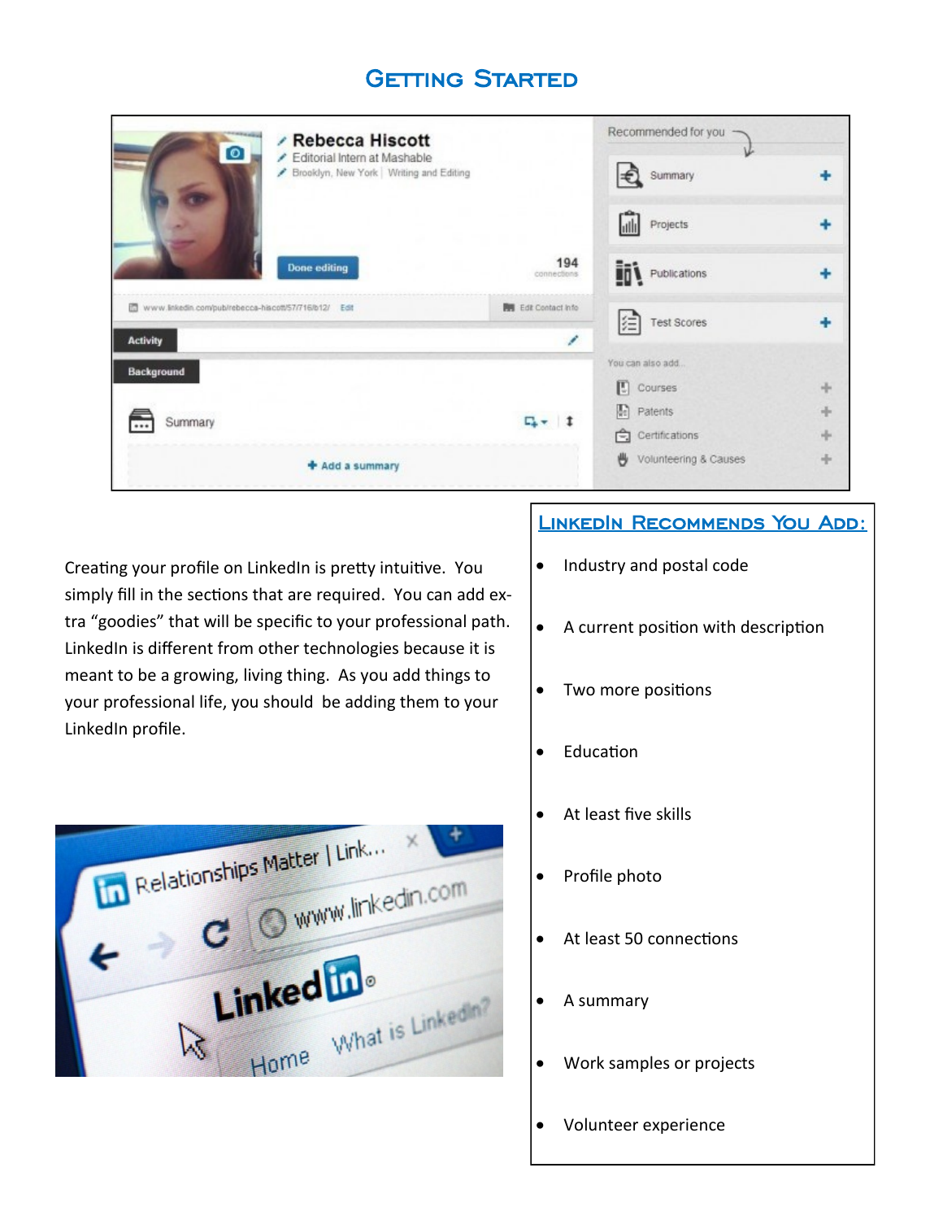# Getting Started

Creating your profile on LinkedIn is pretty intuitive. You simply fill in the sections that are required. You can add extra "goodies" that will be specific to your professional path. LinkedIn is different from other technologies because it is meant to be a growing, living thing. As you add things to your professional life, you should be adding them to your LinkedIn profile.

## LinkedIn Recommends You Add:

- Industry and postal code
- A current position with description
- Two more positions
- Education
- At least five skills
- Profile photo
- At least 50 connections
- A summary
- Work samples or projects
- Volunteer experience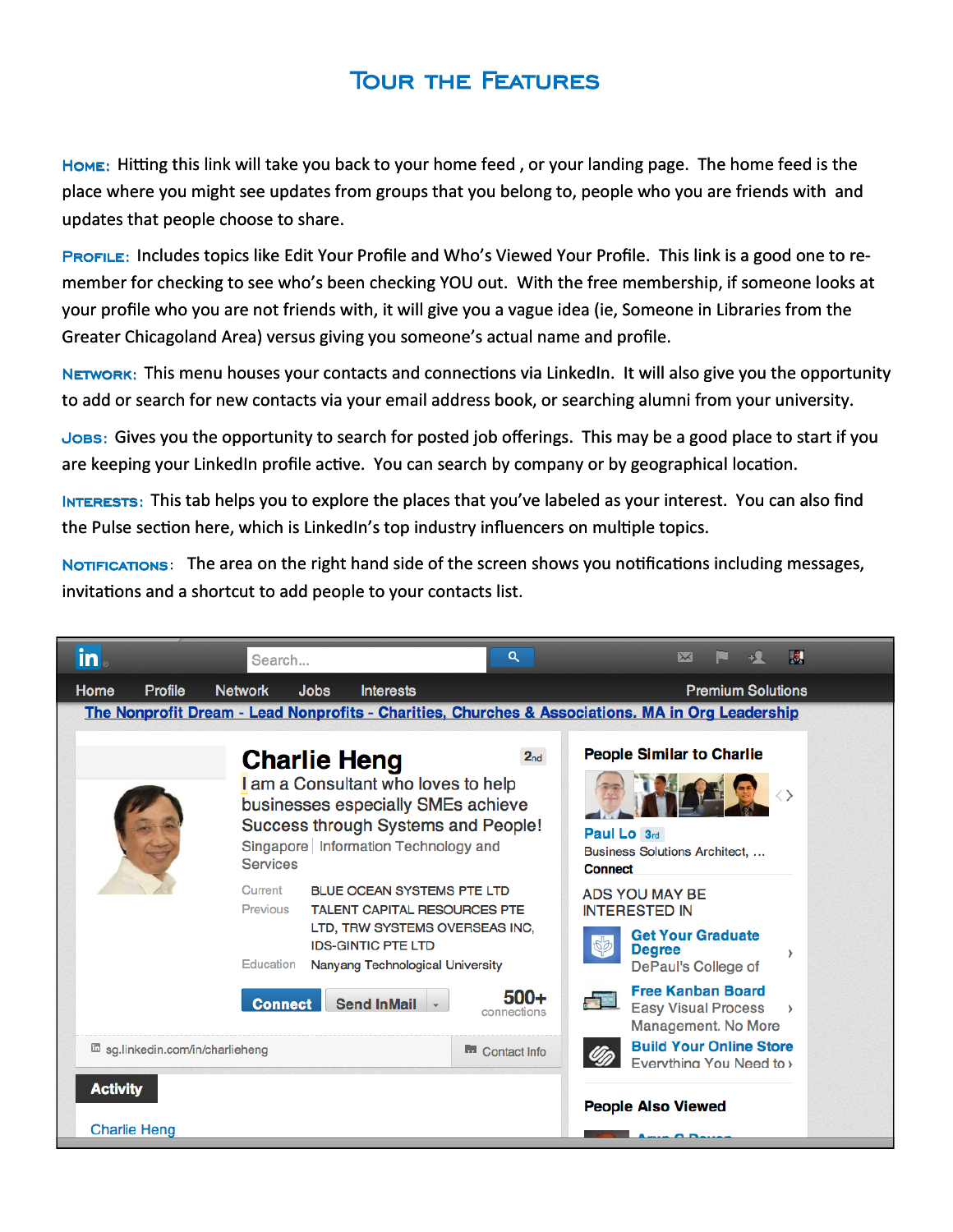# Tour the Features

**Home:** Hitting this link will take you back to your home feed , or your landing page. The home feed is the place where you might see updates from groups that you belong to, people who you are friends with and updates that people choose to share.

**Profile:** Includes topics like Edit Your Profile and Who's Viewed Your Profile. This link is a good one to re-member for checking to see who's been checking YOU out. With the free membership, if someone looks at your profile who you are not friends with, it will give you a vague idea (ie, Someone in Libraries from the Greater Chicagoland Area) versus giving you someone's actual name and profile.

**Network:** This menu houses your contacts and connections via LinkedIn. It will also give you the opportunity to add or search for new contacts via your email address book, or searching alumni from your university.

**Jobs:** Gives you the opportunity to search for posted job offerings. This may be a good place to start if you are keeping your LinkedIn profile active. You can search by company or by geographical location.

**Interests:** This tab helps you to explore the places that you've labeled as your interest. You can also find the Pulse section here, which is LinkedIn's top industry influencers on multiple topics.

**Notifications:** The area on the right hand side of the screen shows you notifications including messages, invitations and a shortcut to add people to your contacts list.